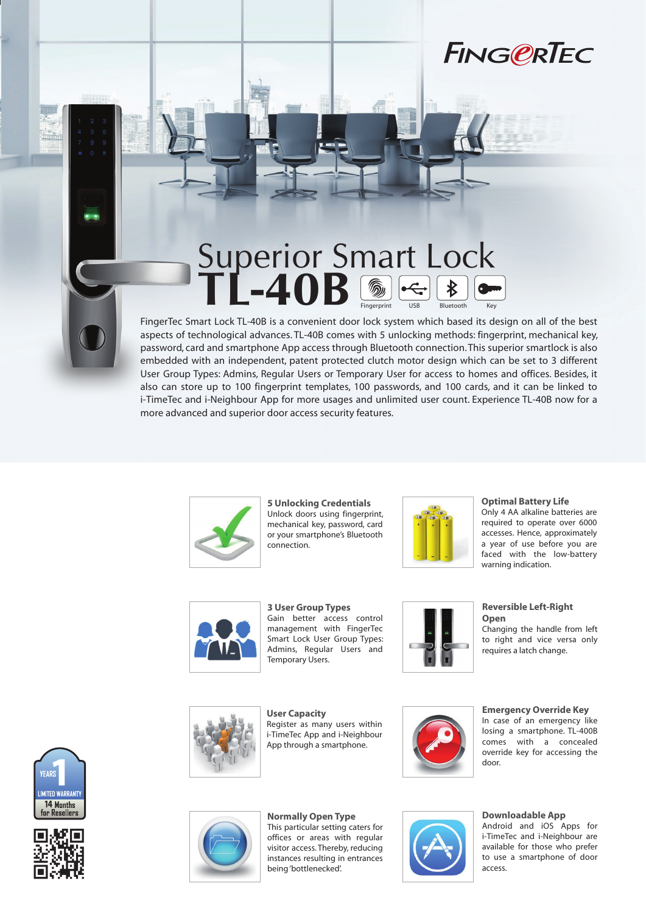FINGERTEC

# Superior Smart Lock

# TL-40B

Fingerprint | USB | Bluetooth | Key

FingerTec Smart Lock TL-40B is a convenient door lock system which based its design on all of the best aspects of technological advances. TL-40B comes with 5 unlocking methods: fingerprint, mechanical key, password, card and smartphone App access through Bluetooth connection. This superior smartlock is also embedded with an independent, patent protected clutch motor design which can be set to 3 different User Group Types: Admins, Regular Users or Temporary User for access to homes and offices. Besides, it also can store up to 100 fingerprint templates, 100 passwords, and 100 cards, and it can be linked to i-TimeTec and i-Neighbour App for more usages and unlimited user count. Experience TL-40B now for a more advanced and superior door access security features.

**5 Unlocking Credentials**
Unlock doors using fingerprint, mechanical key, password, card or your smartphone's Bluetooth connection.

**Optimal Battery Life**
Only 4 AA alkaline batteries are required to operate over 6000 accesses. Hence, approximately a year of use before you are faced with the low-battery warning indication.

**3 User Group Types**
Gain better access control management with FingerTec Smart Lock User Group Types: Admins, Regular Users and Temporary Users.

**Reversible Left-Right Open**
Changing the handle from left to right and vice versa only requires a latch change.

**User Capacity**
Register as many users within i-TimeTec App and i-Neighbour App through a smartphone.

**Emergency Override Key**
In case of an emergency like losing a smartphone. TL-400B comes with a concealed override key for accessing the door.

**Normally Open Type**
This particular setting caters for offices or areas with regular visitor access. Thereby, reducing instances resulting in entrances being 'bottlenecked'.

**Downloadable App**
Android and iOS Apps for i-TimeTec and i-Neighbour are available for those who prefer to use a smartphone of door access.

1 YEARS LIMITED WARRANTY
14 Months for Resellers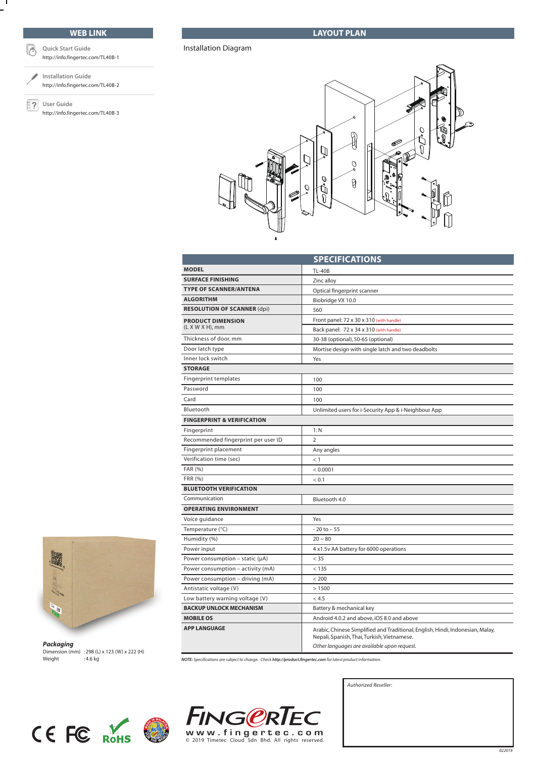## WEB LINK

**Quick Start Guide**
http://info.fingertec.com/TL40B-1

**Installation Guide**
http://info.fingertec.com/TL40B-2

**User Guide**
http://info.fingertec.com/TL40B-3

## LAYOUT PLAN

Installation Diagram

## SPECIFICATIONS

| | |
|---|---|
| **MODEL** | TL-40B |
| **SURFACE FINISHING** | Zinc alloy |
| **TYPE OF SCANNER/ANTENA** | Optical fingerprint scanner |
| **ALGORITHM** | Biobridge VX 10.0 |
| **RESOLUTION OF SCANNER** (dpi) | 560 |
| **PRODUCT DIMENSION** (L X W X H), mm | Front panel: 72 x 30 x 310 (with handle) |
| | Back panel: 72 x 34 x 310 (with handle) |
| Thickness of door, mm | 30-38 (optional), 50-65 (optional) |
| Door latch type | Mortise design with single latch and two deadbolts |
| Inner lock switch | Yes |
| **STORAGE** | |
| Fingerprint templates | 100 |
| Password | 100 |
| Card | 100 |
| Bluetooth | Unlimited users for i-Security App & i-Neighbour App |
| **FINGERPRINT & VERIFICATION** | |
| Fingerprint | 1:N |
| Recommended fingerprint per user ID | 2 |
| Fingerprint placement | Any angles |
| Verification time (sec) | < 1 |
| FAR (%) | < 0.0001 |
| FRR (%) | < 0.1 |
| **BLUETOOTH VERIFICATION** | |
| Communication | Bluetooth 4.0 |
| **OPERATING ENVIRONMENT** | |
| Voice guidance | Yes |
| Temperature (°C) | - 20 to – 55 |
| Humidity (%) | 20 ~ 80 |
| Power input | 4 x1.5v AA battery for 6000 operations |
| Power consumption – static (μA) | < 35 |
| Power consumption – activity (mA) | < 135 |
| Power consumption – driving (mA) | < 200 |
| Antistatic voltage (V) | > 1500 |
| Low battery warning voltage (V) | < 4.5 |
| **BACKUP UNLOCK MECHANISM** | Battery & mechanical key |
| **MOBILE OS** | Android 4.0.2 and above, iOS 8.0 and above |
| **APP LANGUAGE** | Arabic, Chinese Simplified and Traditional, English, Hindi, Indonesian, Malay, Nepali, Spanish, Thai, Turkish, Vietnamese. *Other languages are available upon request.* |

***NOTE:*** *Specifications are subject to change. Check* ***http://product.fingertec.com*** *for latest product information.*

***Packaging***
Dimension (mm) : 298 (L) x 123 (W) x 222 (H)
Weight : 4.6 kg

FINGERTEC
www.fingertec.com
© 2019 Timetec Cloud Sdn Bhd. All rights reserved.

*Authorized Reseller:*

022019